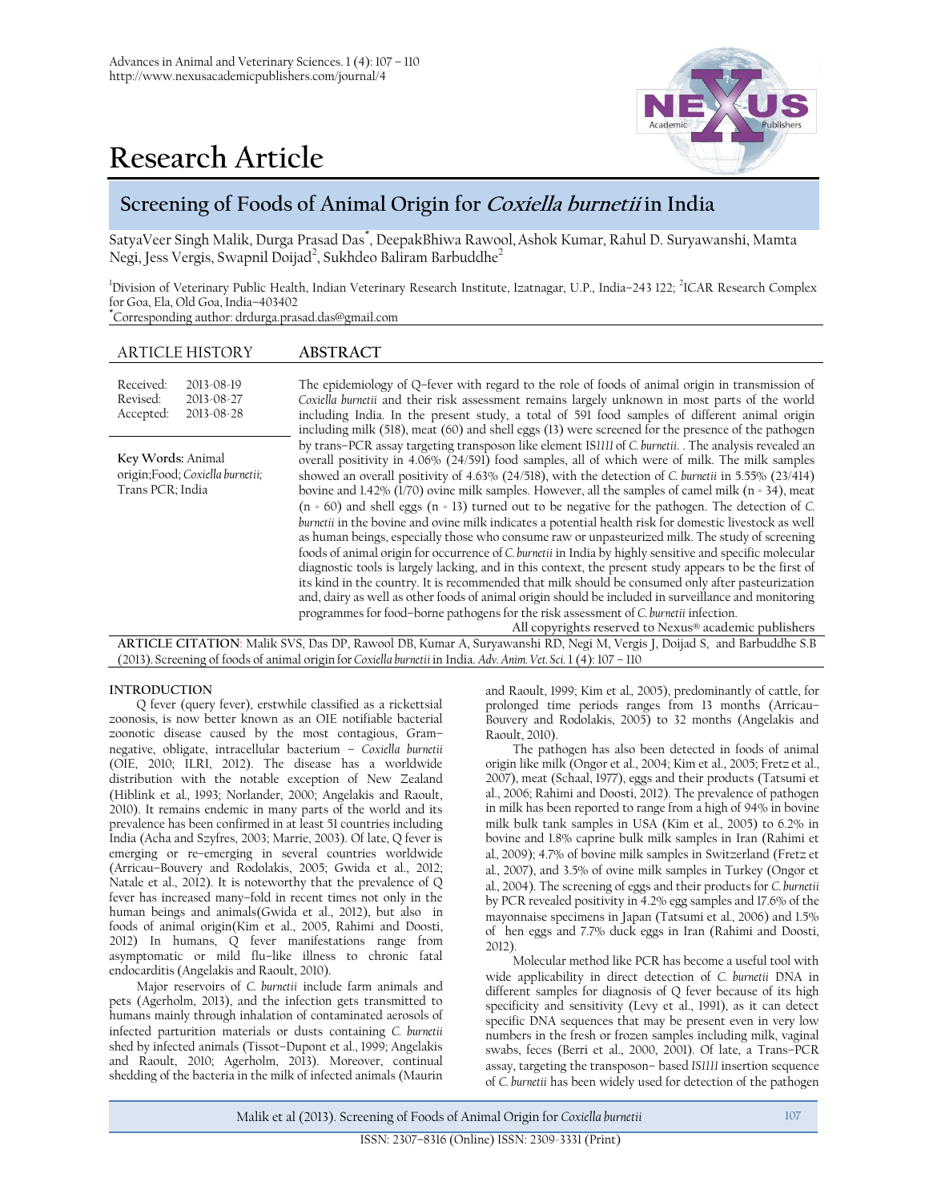# Research Article

## Screening of Foods of Animal Origin for *Coxiella burnetii* in India

SatyaVeer Singh Malik, Durga Prasad Das*, DeepakBhiwa Rawool, Ashok Kumar, Rahul D. Suryawanshi, Mamta Negi, Jess Vergis, Swapnil Doijad[2], Sukhdeo Baliram Barbuddhe[2]

[1]Division of Veterinary Public Health, Indian Veterinary Research Institute, Izatnagar, U.P., India–243 122; [2]ICAR Research Complex for Goa, Ela, Old Goa, India–403402

*Corresponding author: drdurga.prasad.das@gmail.com

**ARTICLE HISTORY**

Received: 2013-08-19
Revised: 2013-08-27
Accepted: 2013-08-28

**Key Words:** Animal origin;Food; *Coxiella burnetii;* Trans PCR; India

**ABSTRACT**

The epidemiology of Q–fever with regard to the role of foods of animal origin in transmission of *Coxiella burnetii* and their risk assessment remains largely unknown in most parts of the world including India. In the present study, a total of 591 food samples of different animal origin including milk (518), meat (60) and shell eggs (13) were screened for the presence of the pathogen by trans–PCR assay targeting transposon like element IS*1111* of *C. burnetii*. . The analysis revealed an overall positivity in 4.06% (24/591) food samples, all of which were of milk. The milk samples showed an overall positivity of 4.63% (24/518), with the detection of *C. burnetii* in 5.55% (23/414) bovine and 1.42% (1/70) ovine milk samples. However, all the samples of camel milk (n = 34), meat (n = 60) and shell eggs (n = 13) turned out to be negative for the pathogen. The detection of *C. burnetii* in the bovine and ovine milk indicates a potential health risk for domestic livestock as well as human beings, especially those who consume raw or unpasteurized milk. The study of screening foods of animal origin for occurrence of *C. burnetii* in India by highly sensitive and specific molecular diagnostic tools is largely lacking, and in this context, the present study appears to be the first of its kind in the country. It is recommended that milk should be consumed only after pasteurization and, dairy as well as other foods of animal origin should be included in surveillance and monitoring programmes for food–borne pathogens for the risk assessment of *C. burnetii* infection.

All copyrights reserved to Nexus® academic publishers

**ARTICLE CITATION**: Malik SVS, Das DP, Rawool DB, Kumar A, Suryawanshi RD, Negi M, Vergis J, Doijad S, and Barbuddhe S.B (2013). Screening of foods of animal origin for *Coxiella burnetii* in India. *Adv. Anim. Vet. Sci.* 1 (4): 107 – 110

## INTRODUCTION

Q fever (query fever), erstwhile classified as a rickettsial zoonosis, is now better known as an OIE notifiable bacterial zoonotic disease caused by the most contagious, Gram–negative, obligate, intracellular bacterium – *Coxiella burnetii* (OIE, 2010; ILRI, 2012). The disease has a worldwide distribution with the notable exception of New Zealand (Hiblink et al., 1993; Norlander, 2000; Angelakis and Raoult, 2010). It remains endemic in many parts of the world and its prevalence has been confirmed in at least 51 countries including India (Acha and Szyfres, 2003; Marrie, 2003). Of late, Q fever is emerging or re–emerging in several countries worldwide (Arricau–Bouvery and Rodolakis, 2005; Gwida et al., 2012; Natale et al., 2012). It is noteworthy that the prevalence of Q fever has increased many–fold in recent times not only in the human beings and animals(Gwida et al., 2012), but also in foods of animal origin(Kim et al., 2005, Rahimi and Doosti, 2012) In humans, Q fever manifestations range from asymptomatic or mild flu–like illness to chronic fatal endocarditis (Angelakis and Raoult, 2010).

Major reservoirs of *C. burnetii* include farm animals and pets (Agerholm, 2013), and the infection gets transmitted to humans mainly through inhalation of contaminated aerosols of infected parturition materials or dusts containing *C. burnetii* shed by infected animals (Tissot–Dupont et al., 1999; Angelakis and Raoult, 2010; Agerholm, 2013). Moreover, continual shedding of the bacteria in the milk of infected animals (Maurin and Raoult, 1999; Kim et al., 2005), predominantly of cattle, for prolonged time periods ranges from 13 months (Arricau–Bouvery and Rodolakis, 2005) to 32 months (Angelakis and Raoult, 2010).

The pathogen has also been detected in foods of animal origin like milk (Ongor et al., 2004; Kim et al., 2005; Fretz et al., 2007), meat (Schaal, 1977), eggs and their products (Tatsumi et al., 2006; Rahimi and Doosti, 2012). The prevalence of pathogen in milk has been reported to range from a high of 94% in bovine milk bulk tank samples in USA (Kim et al., 2005) to 6.2% in bovine and 1.8% caprine bulk milk samples in Iran (Rahimi et al., 2009); 4.7% of bovine milk samples in Switzerland (Fretz et al., 2007), and 3.5% of ovine milk samples in Turkey (Ongor et al., 2004). The screening of eggs and their products for *C. burnetii* by PCR revealed positivity in 4.2% egg samples and 17.6% of the mayonnaise specimens in Japan (Tatsumi et al., 2006) and 1.5% of hen eggs and 7.7% duck eggs in Iran (Rahimi and Doosti, 2012).

Molecular method like PCR has become a useful tool with wide applicability in direct detection of *C. burnetii* DNA in different samples for diagnosis of Q fever because of its high specificity and sensitivity (Levy et al., 1991), as it can detect specific DNA sequences that may be present even in very low numbers in the fresh or frozen samples including milk, vaginal swabs, feces (Berri et al., 2000, 2001). Of late, a Trans–PCR assay, targeting the transposon– based *IS1111* insertion sequence of *C. burnetii* has been widely used for detection of the pathogen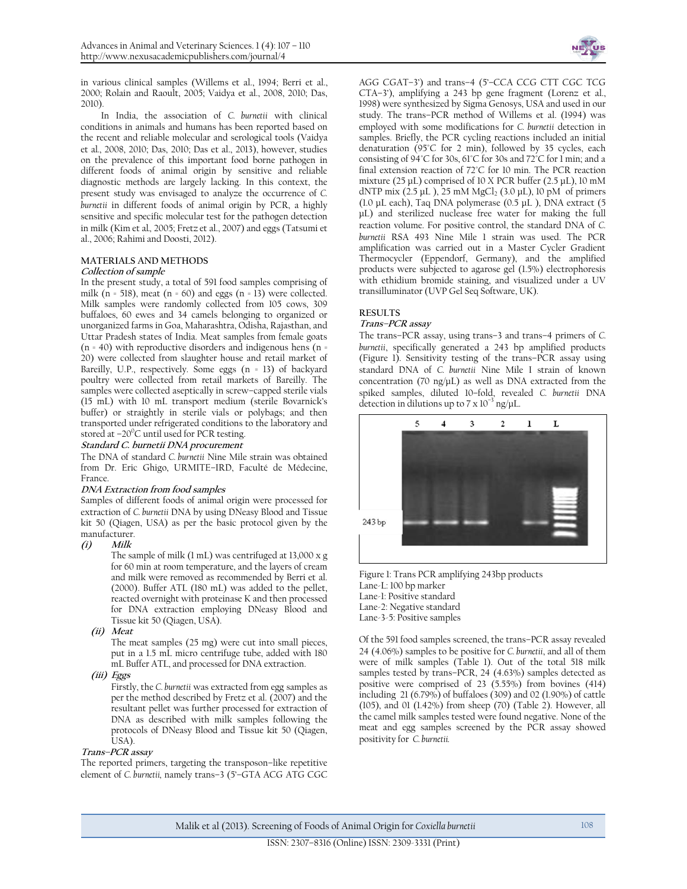in various clinical samples (Willems et al., 1994; Berri et al., 2000; Rolain and Raoult, 2005; Vaidya et al., 2008, 2010; Das, 2010).

In India, the association of *C. burnetii* with clinical conditions in animals and humans has been reported based on the recent and reliable molecular and serological tools (Vaidya et al., 2008, 2010; Das, 2010; Das et al., 2013), however, studies on the prevalence of this important food borne pathogen in different foods of animal origin by sensitive and reliable diagnostic methods are largely lacking. In this context, the present study was envisaged to analyze the occurrence of *C. burnetii* in different foods of animal origin by PCR, a highly sensitive and specific molecular test for the pathogen detection in milk (Kim et al., 2005; Fretz et al., 2007) and eggs (Tatsumi et al., 2006; Rahimi and Doosti, 2012).

## MATERIALS AND METHODS

### Collection of sample

In the present study, a total of 591 food samples comprising of milk (n = 518), meat (n = 60) and eggs (n = 13) were collected. Milk samples were randomly collected from 105 cows, 309 buffaloes, 60 ewes and 34 camels belonging to organized or unorganized farms in Goa, Maharashtra, Odisha, Rajasthan, and Uttar Pradesh states of India. Meat samples from female goats (n = 40) with reproductive disorders and indigenous hens (n = 20) were collected from slaughter house and retail market of Bareilly, U.P., respectively. Some eggs (n = 13) of backyard poultry were collected from retail markets of Bareilly. The samples were collected aseptically in screw–capped sterile vials (15 mL) with 10 mL transport medium (sterile Bovarnick's buffer) or straightly in sterile vials or polybags; and then transported under refrigerated conditions to the laboratory and stored at $-20^0$C until used for PCR testing.

### Standard C. burnetii DNA procurement

The DNA of standard *C. burnetii* Nine Mile strain was obtained from Dr. Eric Ghigo, URMITE–IRD, Faculté de Médecine, France.

### DNA Extraction from food samples

Samples of different foods of animal origin were processed for extraction of *C. burnetii* DNA by using DNeasy Blood and Tissue kit 50 (Qiagen, USA) as per the basic protocol given by the manufacturer.

**(i) Milk**

The sample of milk (1 mL) was centrifuged at 13,000 x g for 60 min at room temperature, and the layers of cream and milk were removed as recommended by Berri et al. (2000). Buffer ATL (180 mL) was added to the pellet, reacted overnight with proteinase K and then processed for DNA extraction employing DNeasy Blood and Tissue kit 50 (Qiagen, USA).

**(ii) Meat**

The meat samples (25 mg) were cut into small pieces, put in a 1.5 mL micro centrifuge tube, added with 180 mL Buffer ATL, and processed for DNA extraction.

**(iii) Eggs**

Firstly, the *C. burnetii* was extracted from egg samples as per the method described by Fretz et al. (2007) and the resultant pellet was further processed for extraction of DNA as described with milk samples following the protocols of DNeasy Blood and Tissue kit 50 (Qiagen, USA).

### Trans–PCR assay

The reported primers, targeting the transposon–like repetitive element of *C. burnetii*, namely trans–3 (5'–GTA ACG ATG CGC AGG CGAT–3') and trans–4 (5'–CCA CCG CTT CGC TCG CTA–3'), amplifying a 243 bp gene fragment (Lorenz et al., 1998) were synthesized by Sigma Genosys, USA and used in our study. The trans–PCR method of Willems et al. (1994) was employed with some modifications for *C. burnetii* detection in samples. Briefly, the PCR cycling reactions included an initial denaturation (95°C for 2 min), followed by 35 cycles, each consisting of 94°C for 30s, 61°C for 30s and 72°C for 1 min; and a final extension reaction of 72°C for 10 min. The PCR reaction mixture (25 µL) comprised of 10 X PCR buffer (2.5 µL), 10 mM dNTP mix (2.5 µL ), 25 mM $MgCl_2$ (3.0 µL), 10 pM of primers (1.0 µL each), Taq DNA polymerase (0.5 µL ), DNA extract (5 µL) and sterilized nuclease free water for making the full reaction volume. For positive control, the standard DNA of *C. burnetii* RSA 493 Nine Mile 1 strain was used. The PCR amplification was carried out in a Master Cycler Gradient Thermocycler (Eppendorf, Germany), and the amplified products were subjected to agarose gel (1.5%) electrophoresis with ethidium bromide staining, and visualized under a UV transilluminator (UVP Gel Seq Software, UK).

## RESULTS

### Trans–PCR assay

The trans–PCR assay, using trans–3 and trans–4 primers of *C. burnetii*, specifically generated a 243 bp amplified products (Figure 1). Sensitivity testing of the trans–PCR assay using standard DNA of *C. burnetii* Nine Mile I strain of known concentration (70 ng/µL) as well as DNA extracted from the spiked samples, diluted 10–fold, revealed *C. burnetii* DNA detection in dilutions up to $7 \times 10^{-3}$ ng/µL.

Figure 1: Trans PCR amplifying 243bp products
Lane-L: 100 bp marker
Lane-1: Positive standard
Lane-2: Negative standard
Lane-3-5: Positive samples

Of the 591 food samples screened, the trans–PCR assay revealed 24 (4.06%) samples to be positive for *C. burnetii*, and all of them were of milk samples (Table 1). Out of the total 518 milk samples tested by trans–PCR, 24 (4.63%) samples detected as positive were comprised of 23 (5.55%) from bovines (414) including 21 (6.79%) of buffaloes (309) and 02 (1.90%) of cattle (105), and 01 (1.42%) from sheep (70) (Table 2). However, all the camel milk samples tested were found negative. None of the meat and egg samples screened by the PCR assay showed positivity for *C. burnetii*.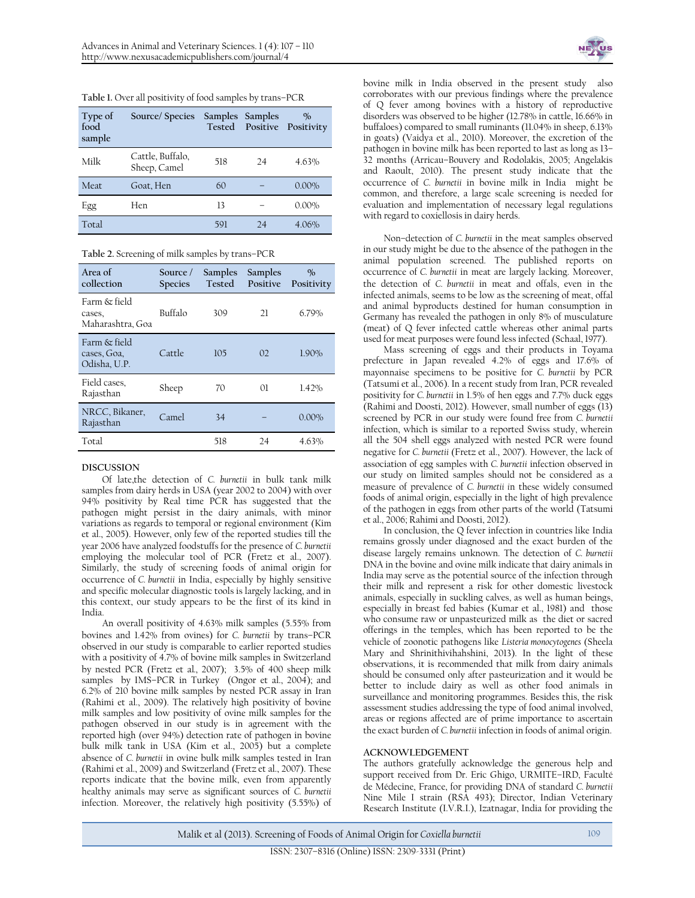**Table 1.** Over all positivity of food samples by trans–PCR

| Type of food sample | Source/ Species | Samples Tested | Samples Positive | % Positivity |
|---|---|---|---|---|
| Milk | Cattle, Buffalo, Sheep, Camel | 518 | 24 | 4.63% |
| Meat | Goat, Hen | 60 | – | 0.00% |
| Egg | Hen | 13 | – | 0.00% |
| Total | | 591 | 24 | 4.06% |

**Table 2.** Screening of milk samples by trans–PCR

| Area of collection | Source / Species | Samples Tested | Samples Positive | % Positivity |
|---|---|---|---|---|
| Farm & field cases, Maharashtra, Goa | Buffalo | 309 | 21 | 6.79% |
| Farm & field cases, Goa, Odisha, U.P. | Cattle | 105 | 02 | 1.90% |
| Field cases, Rajasthan | Sheep | 70 | 01 | 1.42% |
| NRCC, Bikaner, Rajasthan | Camel | 34 | – | 0.00% |
| Total | | 518 | 24 | 4.63% |

## DISCUSSION

Of late,the detection of *C. burnetii* in bulk tank milk samples from dairy herds in USA (year 2002 to 2004) with over 94% positivity by Real time PCR has suggested that the pathogen might persist in the dairy animals, with minor variations as regards to temporal or regional environment (Kim et al., 2005). However, only few of the reported studies till the year 2006 have analyzed foodstuffs for the presence of *C. burnetii* employing the molecular tool of PCR (Fretz et al., 2007). Similarly, the study of screening foods of animal origin for occurrence of *C. burnetii* in India, especially by highly sensitive and specific molecular diagnostic tools is largely lacking, and in this context, our study appears to be the first of its kind in India.

An overall positivity of 4.63% milk samples (5.55% from bovines and 1.42% from ovines) for *C. burnetii* by trans–PCR observed in our study is comparable to earlier reported studies with a positivity of 4.7% of bovine milk samples in Switzerland by nested PCR (Fretz et al., 2007); 3.5% of 400 sheep milk samples by IMS–PCR in Turkey (Ongor et al., 2004); and 6.2% of 210 bovine milk samples by nested PCR assay in Iran (Rahimi et al., 2009). The relatively high positivity of bovine milk samples and low positivity of ovine milk samples for the pathogen observed in our study is in agreement with the reported high (over 94%) detection rate of pathogen in bovine bulk milk tank in USA (Kim et al., 2005) but a complete absence of *C. burnetii* in ovine bulk milk samples tested in Iran (Rahimi et al., 2009) and Switzerland (Fretz et al., 2007). These reports indicate that the bovine milk, even from apparently healthy animals may serve as significant sources of *C. burnetii* infection. Moreover, the relatively high positivity (5.55%) of bovine milk in India observed in the present study also corroborates with our previous findings where the prevalence of Q fever among bovines with a history of reproductive disorders was observed to be higher (12.78% in cattle, 16.66% in buffaloes) compared to small ruminants (11.04% in sheep, 6.13% in goats) (Vaidya et al., 2010). Moreover, the excretion of the pathogen in bovine milk has been reported to last as long as 13–32 months (Arricau–Bouvery and Rodolakis, 2005; Angelakis and Raoult, 2010). The present study indicate that the occurrence of *C. burnetii* in bovine milk in India might be common, and therefore, a large scale screening is needed for evaluation and implementation of necessary legal regulations with regard to coxiellosis in dairy herds.

Non–detection of *C. burnetii* in the meat samples observed in our study might be due to the absence of the pathogen in the animal population screened. The published reports on occurrence of *C. burnetii* in meat are largely lacking. Moreover, the detection of *C. burnetii* in meat and offals, even in the infected animals, seems to be low as the screening of meat, offal and animal byproducts destined for human consumption in Germany has revealed the pathogen in only 8% of musculature (meat) of Q fever infected cattle whereas other animal parts used for meat purposes were found less infected (Schaal, 1977).

Mass screening of eggs and their products in Toyama prefecture in Japan revealed 4.2% of eggs and 17.6% of mayonnaise specimens to be positive for *C. burnetii* by PCR (Tatsumi et al., 2006). In a recent study from Iran, PCR revealed positivity for *C. burnetii* in 1.5% of hen eggs and 7.7% duck eggs (Rahimi and Doosti, 2012). However, small number of eggs (13) screened by PCR in our study were found free from *C. burnetii* infection, which is similar to a reported Swiss study, wherein all the 504 shell eggs analyzed with nested PCR were found negative for *C. burnetii* (Fretz et al., 2007). However, the lack of association of egg samples with *C. burnetii* infection observed in our study on limited samples should not be considered as a measure of prevalence of *C. burnetii* in these widely consumed foods of animal origin, especially in the light of high prevalence of the pathogen in eggs from other parts of the world (Tatsumi et al., 2006; Rahimi and Doosti, 2012).

In conclusion, the Q fever infection in countries like India remains grossly under diagnosed and the exact burden of the disease largely remains unknown. The detection of *C. burnetii* DNA in the bovine and ovine milk indicate that dairy animals in India may serve as the potential source of the infection through their milk and represent a risk for other domestic livestock animals, especially in suckling calves, as well as human beings, especially in breast fed babies (Kumar et al., 1981) and those who consume raw or unpasteurized milk as the diet or sacred offerings in the temples, which has been reported to be the vehicle of zoonotic pathogens like *Listeria monocytogenes* (Sheela Mary and Shrinithivihahshini, 2013). In the light of these observations, it is recommended that milk from dairy animals should be consumed only after pasteurization and it would be better to include dairy as well as other food animals in surveillance and monitoring programmes. Besides this, the risk assessment studies addressing the type of food animal involved, areas or regions affected are of prime importance to ascertain the exact burden of *C. burnetii* infection in foods of animal origin.

## ACKNOWLEDGEMENT

The authors gratefully acknowledge the generous help and support received from Dr. Eric Ghigo, URMITE–IRD, Faculté de Médecine, France, for providing DNA of standard *C. burnetii* Nine Mile I strain (RSA 493); Director, Indian Veterinary Research Institute (I.V.R.I.), Izatnagar, India for providing the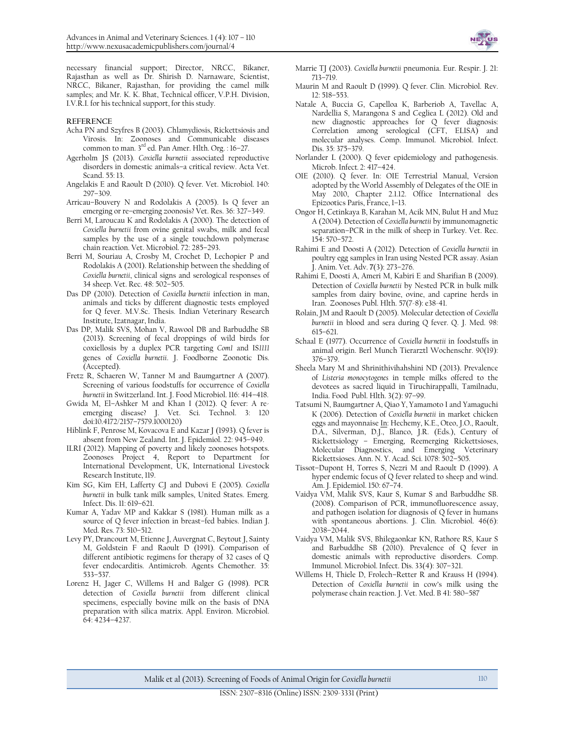necessary financial support; Director, NRCC, Bikaner, Rajasthan as well as Dr. Shirish D. Narnaware, Scientist, NRCC, Bikaner, Rajasthan, for providing the camel milk samples; and Mr. K. K. Bhat, Technical officer, V.P.H. Division, I.V.R.I. for his technical support, for this study.

## REFERENCE

Acha PN and Szyfres B (2003). Chlamydiosis, Rickettsiosis and Virosis. In: Zoonoses and Communicable diseases common to man. 3rd ed. Pan Amer. Hlth. Org. : 16–27.

Agerholm JS (2013). *Coxiella burnetii* associated reproductive disorders in domestic animals–a critical review. Acta Vet. Scand. 55: 13.

Angelakis E and Raoult D (2010). Q fever. Vet. Microbiol. 140: 297–309.

Arricau–Bouvery N and Rodolakis A (2005). Is Q fever an emerging or re–emerging zoonosis? Vet. Res. 36: 327–349.

Berri M, Laroucau K and Rodolakis A (2000). The detection of *Coxiella burnetii* from ovine genital swabs, milk and fecal samples by the use of a single touchdown polymerase chain reaction. Vet. Microbiol. 72: 285–293.

Berri M, Souriau A, Crosby M, Crochet D, Lechopier P and Rodolakis A (2001). Relationship between the shedding of *Coxiella burnetii*, clinical signs and serological responses of 34 sheep. Vet. Rec. 48: 502–505.

Das DP (2010). Detection of *Coxiella burnetii* infection in man, animals and ticks by different diagnostic tests employed for Q fever. M.V.Sc. Thesis. Indian Veterinary Research Institute, Izatnagar, India.

Das DP, Malik SVS, Mohan V, Rawool DB and Barbuddhe SB (2013). Screening of fecal droppings of wild birds for coxiellosis by a duplex PCR targeting *Com1* and *IS1111* genes of *Coxiella burnetii*. J. Foodborne Zoonotic Dis. (Accepted).

Fretz R, Schaeren W, Tanner M and Baumgartner A (2007). Screening of various foodstuffs for occurrence of *Coxiella burnetii* in Switzerland. Int. J. Food Microbiol. 116: 414–418.

Gwida M, El–Ashker M and Khan I (2012). Q fever: A re-emerging disease? J. Vet. Sci. Technol. 3: 120 doi:10.4172/2157–7579.1000120)

Hiblink F, Penrose M, Kovacova E and Kazar J (1993). Q fever is absent from New Zealand. Int. J. Epidemiol. 22: 945–949.

ILRI (2012). Mapping of poverty and likely zoonoses hotspots. Zoonoses Project 4, Report to Department for International Development, UK, International Livestock Research Institute, 119.

Kim SG, Kim EH, Lafferty CJ and Dubovi E (2005). *Coxiella burnetii* in bulk tank milk samples, United States. Emerg. Infect. Dis. 11: 619–621.

Kumar A, Yadav MP and Kakkar S (1981). Human milk as a source of Q fever infection in breast–fed babies. Indian J. Med. Res. 73: 510–512.

Levy PY, Drancourt M, Etienne J, Auvergnat C, Beytout J, Sainty M, Goldstein F and Raoult D (1991). Comparison of different antibiotic regimens for therapy of 32 cases of Q fever endocarditis. Antimicrob. Agents Chemother. 35: 533–537.

Lorenz H, Jager C, Willems H and Balger G (1998). PCR detection of *Coxiella burnetii* from different clinical specimens, especially bovine milk on the basis of DNA preparation with silica matrix. Appl. Environ. Microbiol. 64: 4234–4237.

Marrie TJ (2003). *Coxiella burnetii* pneumonia. Eur. Respir. J. 21: 713–719.

Maurin M and Raoult D (1999). Q fever. Clin. Microbiol. Rev. 12: 518–553.

Natale A, Buccia G, Capelloa K, Barberiob A, Tavellac A, Nardellia S, Marangona S and Cegliea L (2012). Old and new diagnostic approaches for Q fever diagnosis: Correlation among serological (CFT, ELISA) and molecular analyses. Comp. Immunol. Microbiol. Infect. Dis. 35: 375–379.

Norlander L (2000). Q fever epidemiology and pathogenesis. Microb. Infect. 2: 417–424.

OIE (2010). Q fever. In: OIE Terrestrial Manual, Version adopted by the World Assembly of Delegates of the OIE in May 2010, Chapter 2.1.12. Office International des Epizootics Paris, France, 1–13.

Ongor H, Cetinkaya B, Karahan M, Acik MN, Bulut H and Muz A (2004). Detection of *Coxiella burnetii* by immunomagnetic separation–PCR in the milk of sheep in Turkey. Vet. Rec. 154: 570–572.

Rahimi E and Doosti A (2012). Detection of *Coxiella burnetii* in poultry egg samples in Iran using Nested PCR assay. Asian J. Anim. Vet. Adv. 7(3): 273–276.

Rahimi E, Doosti A, Ameri M, Kabiri E and Sharifian B (2009). Detection of *Coxiella burnetii* by Nested PCR in bulk milk samples from dairy bovine, ovine, and caprine herds in Iran. Zoonoses Publ. Hlth. 57(7-8): e38-41.

Rolain, JM and Raoult D (2005). Molecular detection of *Coxiella burnetii* in blood and sera during Q fever. Q. J. Med. 98: 615–621.

Schaal E (1977). Occurrence of *Coxiella burnetii* in foodstuffs in animal origin. Berl Munch Tierarztl Wochenschr. 90(19): 376–379.

Sheela Mary M and Shrinithivihahshini ND (2013). Prevalence of *Listeria monocytogenes* in temple milks offered to the devotees as sacred liquid in Tiruchirappalli, Tamilnadu, India. Food Publ. Hlth. 3(2): 97–99.

Tatsumi N, Baumgartner A, Qiao Y, Yamamoto I and Yamaguchi K (2006). Detection of *Coxiella burnetii* in market chicken eggs and mayonnaise In: Hechemy, K.E., Oteo, J.O., Raoult, D.A., Silverman, D.J., Blanco, J.R. (Eds.), Century of Rickettsiology – Emerging, Reemerging Rickettsioses, Molecular Diagnostics, and Emerging Veterinary Rickettsioses. Ann. N. Y. Acad. Sci. 1078: 502–505.

Tissot–Dupont H, Torres S, Nezri M and Raoult D (1999). A hyper endemic focus of Q fever related to sheep and wind. Am. J. Epidemiol. 150: 67–74.

Vaidya VM, Malik SVS, Kaur S, Kumar S and Barbuddhe SB. (2008). Comparison of PCR, immunofluorescence assay, and pathogen isolation for diagnosis of Q fever in humans with spontaneous abortions. J. Clin. Microbiol. 46(6): 2038–2044.

Vaidya VM, Malik SVS, Bhilegaonkar KN, Rathore RS, Kaur S and Barbuddhe SB (2010). Prevalence of Q fever in domestic animals with reproductive disorders. Comp. Immunol. Microbiol. Infect. Dis. 33(4): 307–321.

Willems H, Thiele D, Frolech–Retter R and Krauss H (1994). Detection of *Coxiella burnetii* in cow's milk using the polymerase chain reaction. J. Vet. Med. B 41: 580–587